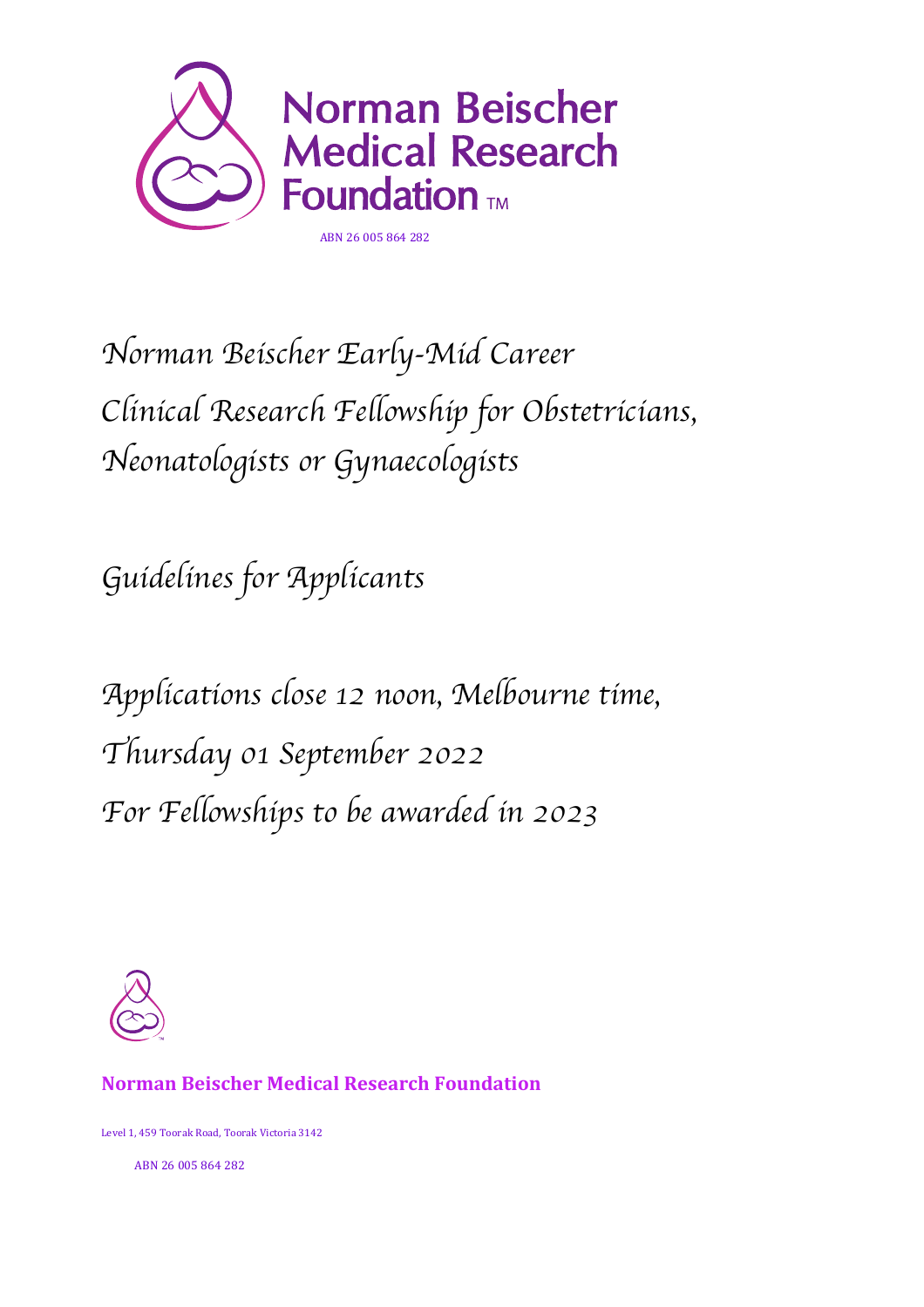**Norman Beischer Medical Research Foundation™**

ABN 26 005 864 282

# *Norman Beischer Early-Mid Career Clinical Research Fellowship for Obstetricians, Neonatologists or Gynaecologists*

## *Guidelines for Applicants*

*Applications close 12 noon, Melbourne time, Thursday 01 September 2022*

*For Fellowships to be awarded in 2023*

**Norman Beischer Medical Research Foundation**

Level 1, 459 Toorak Road, Toorak Victoria 3142

ABN 26 005 864 282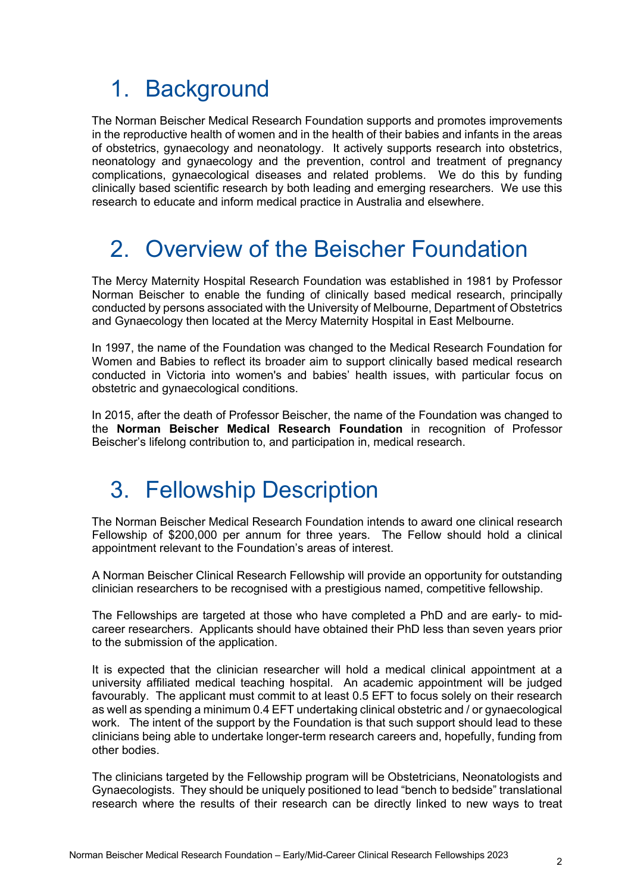# 1. Background

The Norman Beischer Medical Research Foundation supports and promotes improvements in the reproductive health of women and in the health of their babies and infants in the areas of obstetrics, gynaecology and neonatology. It actively supports research into obstetrics, neonatology and gynaecology and the prevention, control and treatment of pregnancy complications, gynaecological diseases and related problems. We do this by funding clinically based scientific research by both leading and emerging researchers. We use this research to educate and inform medical practice in Australia and elsewhere.

# 2. Overview of the Beischer Foundation

The Mercy Maternity Hospital Research Foundation was established in 1981 by Professor Norman Beischer to enable the funding of clinically based medical research, principally conducted by persons associated with the University of Melbourne, Department of Obstetrics and Gynaecology then located at the Mercy Maternity Hospital in East Melbourne.

In 1997, the name of the Foundation was changed to the Medical Research Foundation for Women and Babies to reflect its broader aim to support clinically based medical research conducted in Victoria into women's and babies' health issues, with particular focus on obstetric and gynaecological conditions.

In 2015, after the death of Professor Beischer, the name of the Foundation was changed to the **Norman Beischer Medical Research Foundation** in recognition of Professor Beischer's lifelong contribution to, and participation in, medical research.

# 3. Fellowship Description

The Norman Beischer Medical Research Foundation intends to award one clinical research Fellowship of $200,000 per annum for three years. The Fellow should hold a clinical appointment relevant to the Foundation's areas of interest.

A Norman Beischer Clinical Research Fellowship will provide an opportunity for outstanding clinician researchers to be recognised with a prestigious named, competitive fellowship.

The Fellowships are targeted at those who have completed a PhD and are early- to mid-career researchers. Applicants should have obtained their PhD less than seven years prior to the submission of the application.

It is expected that the clinician researcher will hold a medical clinical appointment at a university affiliated medical teaching hospital. An academic appointment will be judged favourably. The applicant must commit to at least 0.5 EFT to focus solely on their research as well as spending a minimum 0.4 EFT undertaking clinical obstetric and / or gynaecological work. The intent of the support by the Foundation is that such support should lead to these clinicians being able to undertake longer-term research careers and, hopefully, funding from other bodies.

The clinicians targeted by the Fellowship program will be Obstetricians, Neonatologists and Gynaecologists. They should be uniquely positioned to lead "bench to bedside" translational research where the results of their research can be directly linked to new ways to treat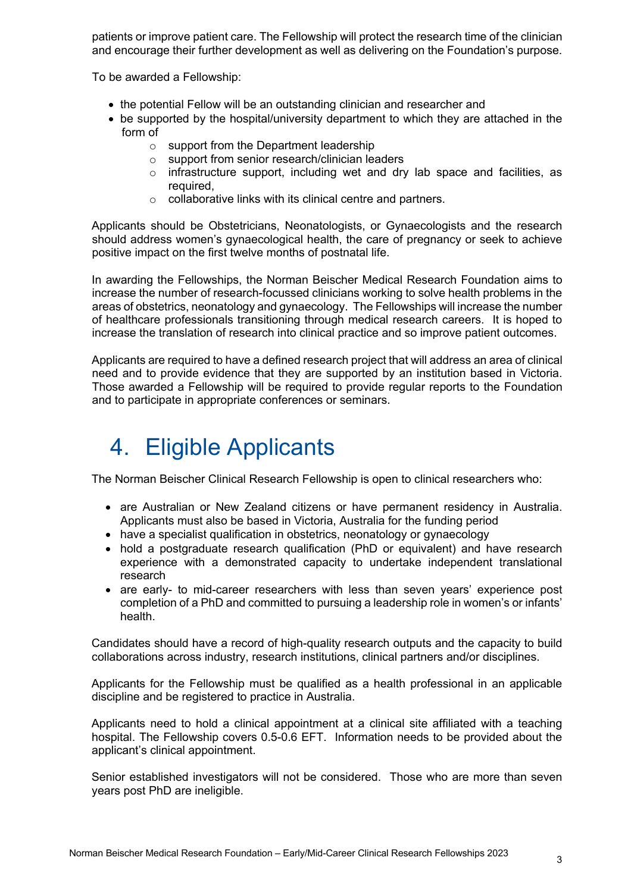patients or improve patient care. The Fellowship will protect the research time of the clinician and encourage their further development as well as delivering on the Foundation's purpose.

To be awarded a Fellowship:

- the potential Fellow will be an outstanding clinician and researcher and
- be supported by the hospital/university department to which they are attached in the form of
    - support from the Department leadership
    - support from senior research/clinician leaders
    - infrastructure support, including wet and dry lab space and facilities, as required,
    - collaborative links with its clinical centre and partners.

Applicants should be Obstetricians, Neonatologists, or Gynaecologists and the research should address women's gynaecological health, the care of pregnancy or seek to achieve positive impact on the first twelve months of postnatal life.

In awarding the Fellowships, the Norman Beischer Medical Research Foundation aims to increase the number of research-focussed clinicians working to solve health problems in the areas of obstetrics, neonatology and gynaecology. The Fellowships will increase the number of healthcare professionals transitioning through medical research careers. It is hoped to increase the translation of research into clinical practice and so improve patient outcomes.

Applicants are required to have a defined research project that will address an area of clinical need and to provide evidence that they are supported by an institution based in Victoria. Those awarded a Fellowship will be required to provide regular reports to the Foundation and to participate in appropriate conferences or seminars.

# 4. Eligible Applicants

The Norman Beischer Clinical Research Fellowship is open to clinical researchers who:

- are Australian or New Zealand citizens or have permanent residency in Australia. Applicants must also be based in Victoria, Australia for the funding period
- have a specialist qualification in obstetrics, neonatology or gynaecology
- hold a postgraduate research qualification (PhD or equivalent) and have research experience with a demonstrated capacity to undertake independent translational research
- are early- to mid-career researchers with less than seven years' experience post completion of a PhD and committed to pursuing a leadership role in women's or infants' health.

Candidates should have a record of high-quality research outputs and the capacity to build collaborations across industry, research institutions, clinical partners and/or disciplines.

Applicants for the Fellowship must be qualified as a health professional in an applicable discipline and be registered to practice in Australia.

Applicants need to hold a clinical appointment at a clinical site affiliated with a teaching hospital. The Fellowship covers 0.5-0.6 EFT. Information needs to be provided about the applicant's clinical appointment.

Senior established investigators will not be considered. Those who are more than seven years post PhD are ineligible.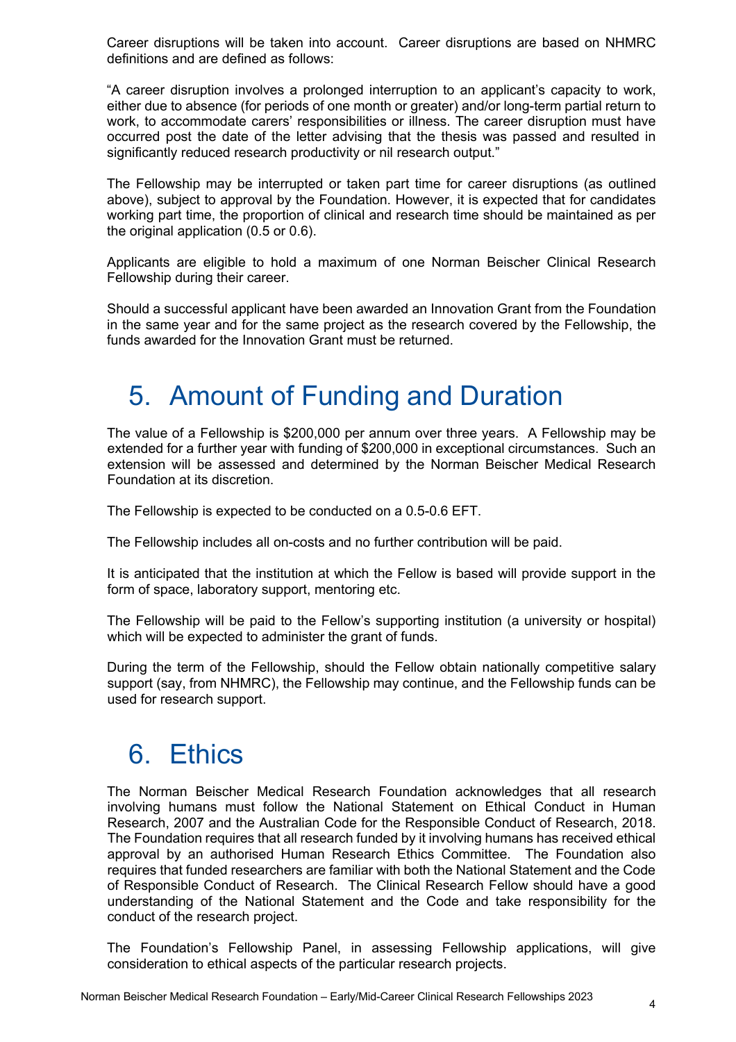Career disruptions will be taken into account. Career disruptions are based on NHMRC definitions and are defined as follows:

"A career disruption involves a prolonged interruption to an applicant's capacity to work, either due to absence (for periods of one month or greater) and/or long-term partial return to work, to accommodate carers' responsibilities or illness. The career disruption must have occurred post the date of the letter advising that the thesis was passed and resulted in significantly reduced research productivity or nil research output."

The Fellowship may be interrupted or taken part time for career disruptions (as outlined above), subject to approval by the Foundation. However, it is expected that for candidates working part time, the proportion of clinical and research time should be maintained as per the original application (0.5 or 0.6).

Applicants are eligible to hold a maximum of one Norman Beischer Clinical Research Fellowship during their career.

Should a successful applicant have been awarded an Innovation Grant from the Foundation in the same year and for the same project as the research covered by the Fellowship, the funds awarded for the Innovation Grant must be returned.

# 5. Amount of Funding and Duration

The value of a Fellowship is $200,000 per annum over three years. A Fellowship may be extended for a further year with funding of $200,000 in exceptional circumstances. Such an extension will be assessed and determined by the Norman Beischer Medical Research Foundation at its discretion.

The Fellowship is expected to be conducted on a 0.5-0.6 EFT.

The Fellowship includes all on-costs and no further contribution will be paid.

It is anticipated that the institution at which the Fellow is based will provide support in the form of space, laboratory support, mentoring etc.

The Fellowship will be paid to the Fellow's supporting institution (a university or hospital) which will be expected to administer the grant of funds.

During the term of the Fellowship, should the Fellow obtain nationally competitive salary support (say, from NHMRC), the Fellowship may continue, and the Fellowship funds can be used for research support.

# 6. Ethics

The Norman Beischer Medical Research Foundation acknowledges that all research involving humans must follow the National Statement on Ethical Conduct in Human Research, 2007 and the Australian Code for the Responsible Conduct of Research, 2018. The Foundation requires that all research funded by it involving humans has received ethical approval by an authorised Human Research Ethics Committee. The Foundation also requires that funded researchers are familiar with both the National Statement and the Code of Responsible Conduct of Research. The Clinical Research Fellow should have a good understanding of the National Statement and the Code and take responsibility for the conduct of the research project.

The Foundation's Fellowship Panel, in assessing Fellowship applications, will give consideration to ethical aspects of the particular research projects.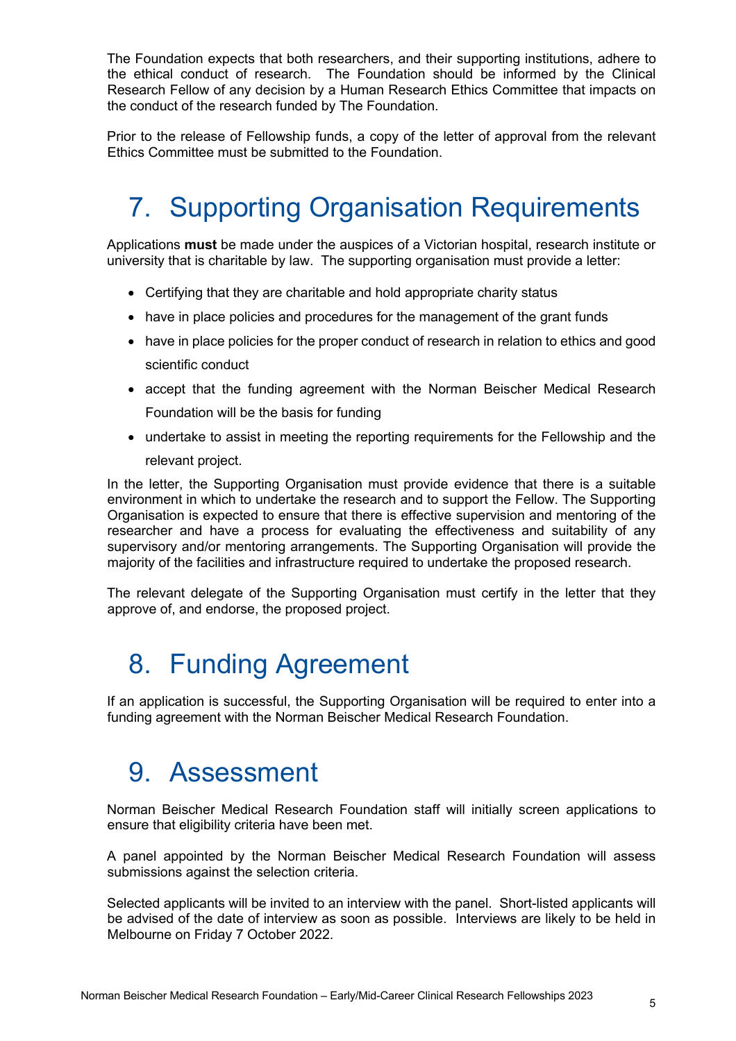The Foundation expects that both researchers, and their supporting institutions, adhere to the ethical conduct of research. The Foundation should be informed by the Clinical Research Fellow of any decision by a Human Research Ethics Committee that impacts on the conduct of the research funded by The Foundation.

Prior to the release of Fellowship funds, a copy of the letter of approval from the relevant Ethics Committee must be submitted to the Foundation.

# 7. Supporting Organisation Requirements

Applications **must** be made under the auspices of a Victorian hospital, research institute or university that is charitable by law. The supporting organisation must provide a letter:

- Certifying that they are charitable and hold appropriate charity status
- have in place policies and procedures for the management of the grant funds
- have in place policies for the proper conduct of research in relation to ethics and good scientific conduct
- accept that the funding agreement with the Norman Beischer Medical Research Foundation will be the basis for funding
- undertake to assist in meeting the reporting requirements for the Fellowship and the relevant project.

In the letter, the Supporting Organisation must provide evidence that there is a suitable environment in which to undertake the research and to support the Fellow. The Supporting Organisation is expected to ensure that there is effective supervision and mentoring of the researcher and have a process for evaluating the effectiveness and suitability of any supervisory and/or mentoring arrangements. The Supporting Organisation will provide the majority of the facilities and infrastructure required to undertake the proposed research.

The relevant delegate of the Supporting Organisation must certify in the letter that they approve of, and endorse, the proposed project.

# 8. Funding Agreement

If an application is successful, the Supporting Organisation will be required to enter into a funding agreement with the Norman Beischer Medical Research Foundation.

# 9. Assessment

Norman Beischer Medical Research Foundation staff will initially screen applications to ensure that eligibility criteria have been met.

A panel appointed by the Norman Beischer Medical Research Foundation will assess submissions against the selection criteria.

Selected applicants will be invited to an interview with the panel. Short-listed applicants will be advised of the date of interview as soon as possible. Interviews are likely to be held in Melbourne on Friday 7 October 2022.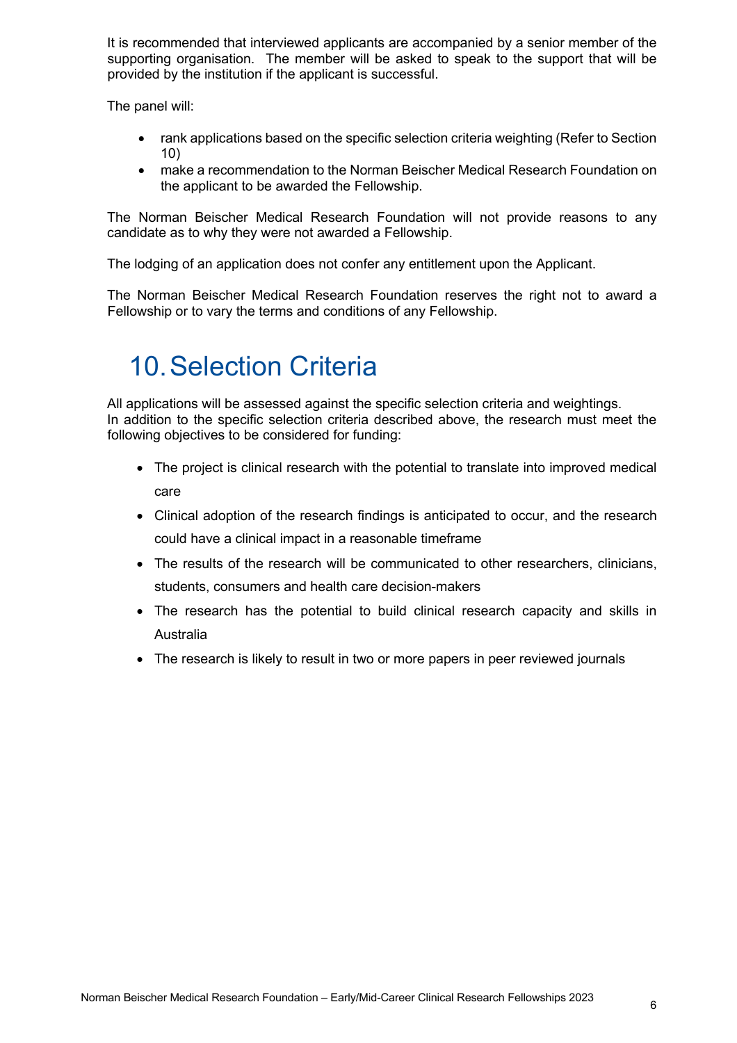It is recommended that interviewed applicants are accompanied by a senior member of the supporting organisation. The member will be asked to speak to the support that will be provided by the institution if the applicant is successful.

The panel will:

- rank applications based on the specific selection criteria weighting (Refer to Section 10)
- make a recommendation to the Norman Beischer Medical Research Foundation on the applicant to be awarded the Fellowship.

The Norman Beischer Medical Research Foundation will not provide reasons to any candidate as to why they were not awarded a Fellowship.

The lodging of an application does not confer any entitlement upon the Applicant.

The Norman Beischer Medical Research Foundation reserves the right not to award a Fellowship or to vary the terms and conditions of any Fellowship.

# 10. Selection Criteria

All applications will be assessed against the specific selection criteria and weightings.
In addition to the specific selection criteria described above, the research must meet the following objectives to be considered for funding:

- The project is clinical research with the potential to translate into improved medical care
- Clinical adoption of the research findings is anticipated to occur, and the research could have a clinical impact in a reasonable timeframe
- The results of the research will be communicated to other researchers, clinicians, students, consumers and health care decision-makers
- The research has the potential to build clinical research capacity and skills in Australia
- The research is likely to result in two or more papers in peer reviewed journals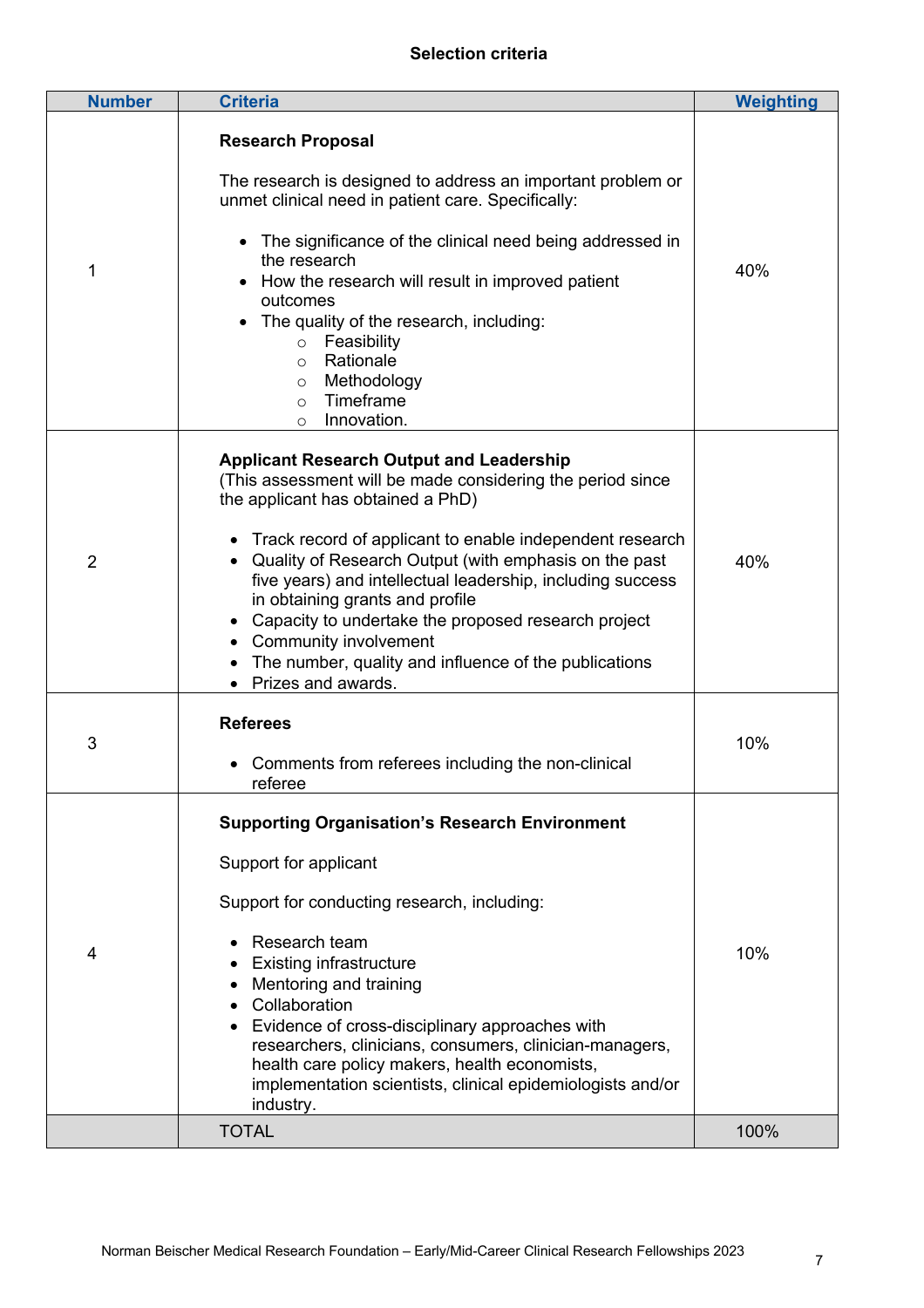## Selection criteria

| Number | Criteria | Weighting |
|---|---|---|
| 1 | **Research Proposal**<br><br>The research is designed to address an important problem or unmet clinical need in patient care. Specifically:<br><br>• The significance of the clinical need being addressed in the research<br>• How the research will result in improved patient outcomes<br>• The quality of the research, including:<br>&nbsp;&nbsp;&nbsp;&nbsp;○ Feasibility<br>&nbsp;&nbsp;&nbsp;&nbsp;○ Rationale<br>&nbsp;&nbsp;&nbsp;&nbsp;○ Methodology<br>&nbsp;&nbsp;&nbsp;&nbsp;○ Timeframe<br>&nbsp;&nbsp;&nbsp;&nbsp;○ Innovation. | 40% |
| 2 | **Applicant Research Output and Leadership**<br>(This assessment will be made considering the period since the applicant has obtained a PhD)<br><br>• Track record of applicant to enable independent research<br>• Quality of Research Output (with emphasis on the past five years) and intellectual leadership, including success in obtaining grants and profile<br>• Capacity to undertake the proposed research project<br>• Community involvement<br>• The number, quality and influence of the publications<br>• Prizes and awards. | 40% |
| 3 | **Referees**<br><br>• Comments from referees including the non-clinical referee | 10% |
| 4 | **Supporting Organisation's Research Environment**<br><br>Support for applicant<br><br>Support for conducting research, including:<br><br>• Research team<br>• Existing infrastructure<br>• Mentoring and training<br>• Collaboration<br>• Evidence of cross-disciplinary approaches with researchers, clinicians, consumers, clinician-managers, health care policy makers, health economists, implementation scientists, clinical epidemiologists and/or industry. | 10% |
| | TOTAL | 100% |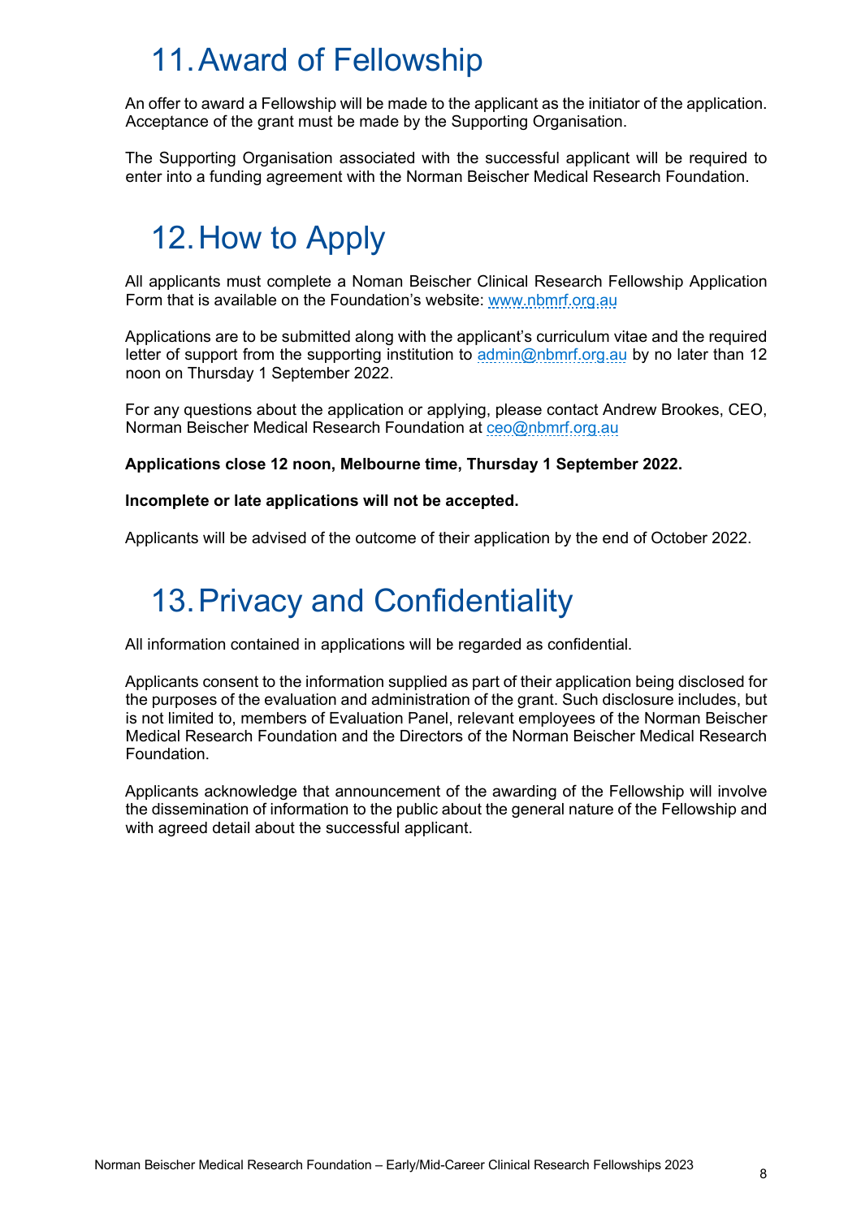# 11. Award of Fellowship

An offer to award a Fellowship will be made to the applicant as the initiator of the application. Acceptance of the grant must be made by the Supporting Organisation.

The Supporting Organisation associated with the successful applicant will be required to enter into a funding agreement with the Norman Beischer Medical Research Foundation.

# 12. How to Apply

All applicants must complete a Noman Beischer Clinical Research Fellowship Application Form that is available on the Foundation's website: www.nbmrf.org.au

Applications are to be submitted along with the applicant's curriculum vitae and the required letter of support from the supporting institution to admin@nbmrf.org.au by no later than 12 noon on Thursday 1 September 2022.

For any questions about the application or applying, please contact Andrew Brookes, CEO, Norman Beischer Medical Research Foundation at ceo@nbmrf.org.au

**Applications close 12 noon, Melbourne time, Thursday 1 September 2022.**

**Incomplete or late applications will not be accepted.**

Applicants will be advised of the outcome of their application by the end of October 2022.

# 13. Privacy and Confidentiality

All information contained in applications will be regarded as confidential.

Applicants consent to the information supplied as part of their application being disclosed for the purposes of the evaluation and administration of the grant. Such disclosure includes, but is not limited to, members of Evaluation Panel, relevant employees of the Norman Beischer Medical Research Foundation and the Directors of the Norman Beischer Medical Research Foundation.

Applicants acknowledge that announcement of the awarding of the Fellowship will involve the dissemination of information to the public about the general nature of the Fellowship and with agreed detail about the successful applicant.